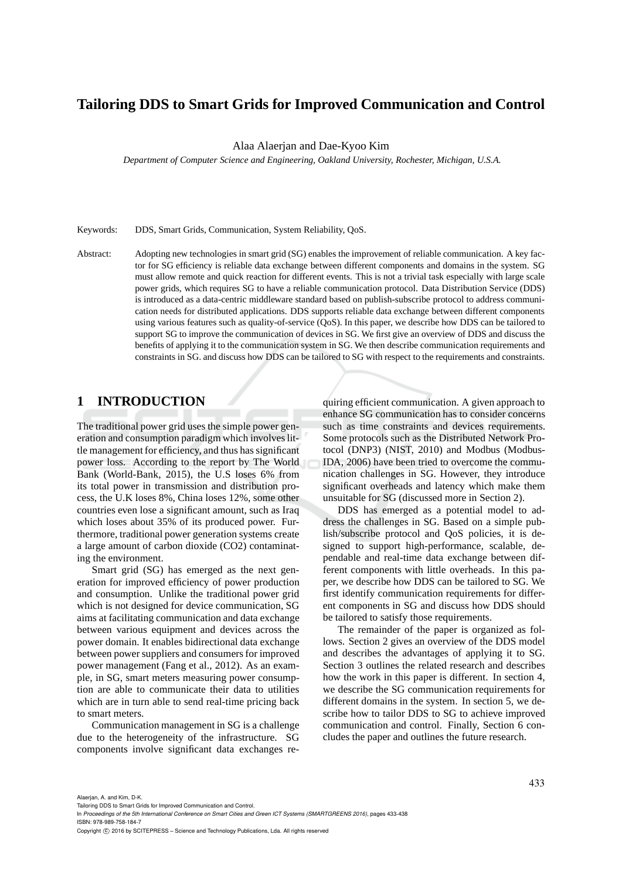# Tailoring DDS to Smart Grids for Improved Communication and Control

Alaa Alaerjan and Dae-Kyoo Kim

*Department of Computer Science and Engineering, Oakland University, Rochester, Michigan, U.S.A.*

Keywords: DDS, Smart Grids, Communication, System Reliability, QoS.

Abstract: Adopting new technologies in smart grid (SG) enables the improvement of reliable communication. A key factor for SG efficiency is reliable data exchange between different components and domains in the system. SG must allow remote and quick reaction for different events. This is not a trivial task especially with large scale power grids, which requires SG to have a reliable communication protocol. Data Distribution Service (DDS) is introduced as a data-centric middleware standard based on publish-subscribe protocol to address communication needs for distributed applications. DDS supports reliable data exchange between different components using various features such as quality-of-service (QoS). In this paper, we describe how DDS can be tailored to support SG to improve the communication of devices in SG. We first give an overview of DDS and discuss the benefits of applying it to the communication system in SG. We then describe communication requirements and constraints in SG. and discuss how DDS can be tailored to SG with respect to the requirements and constraints.

## 1 INTRODUCTION

The traditional power grid uses the simple power generation and consumption paradigm which involves little management for efficiency, and thus has significant power loss. According to the report by The World Bank (World-Bank, 2015), the U.S loses 6% from its total power in transmission and distribution process, the U.K loses 8%, China loses 12%, some other countries even lose a significant amount, such as Iraq which loses about 35% of its produced power. Furthermore, traditional power generation systems create a large amount of carbon dioxide (CO2) contaminating the environment.

Smart grid (SG) has emerged as the next generation for improved efficiency of power production and consumption. Unlike the traditional power grid which is not designed for device communication, SG aims at facilitating communication and data exchange between various equipment and devices across the power domain. It enables bidirectional data exchange between power suppliers and consumers for improved power management (Fang et al., 2012). As an example, in SG, smart meters measuring power consumption are able to communicate their data to utilities which are in turn able to send real-time pricing back to smart meters.

Communication management in SG is a challenge due to the heterogeneity of the infrastructure. SG components involve significant data exchanges requiring efficient communication. A given approach to enhance SG communication has to consider concerns such as time constraints and devices requirements. Some protocols such as the Distributed Network Protocol (DNP3) (NIST, 2010) and Modbus (Modbus-IDA, 2006) have been tried to overcome the communication challenges in SG. However, they introduce significant overheads and latency which make them unsuitable for SG (discussed more in Section 2).

DDS has emerged as a potential model to address the challenges in SG. Based on a simple publish/subscribe protocol and QoS policies, it is designed to support high-performance, scalable, dependable and real-time data exchange between different components with little overheads. In this paper, we describe how DDS can be tailored to SG. We first identify communication requirements for different components in SG and discuss how DDS should be tailored to satisfy those requirements.

The remainder of the paper is organized as follows. Section 2 gives an overview of the DDS model and describes the advantages of applying it to SG. Section 3 outlines the related research and describes how the work in this paper is different. In section 4, we describe the SG communication requirements for different domains in the system. In section 5, we describe how to tailor DDS to SG to achieve improved communication and control. Finally, Section 6 concludes the paper and outlines the future research.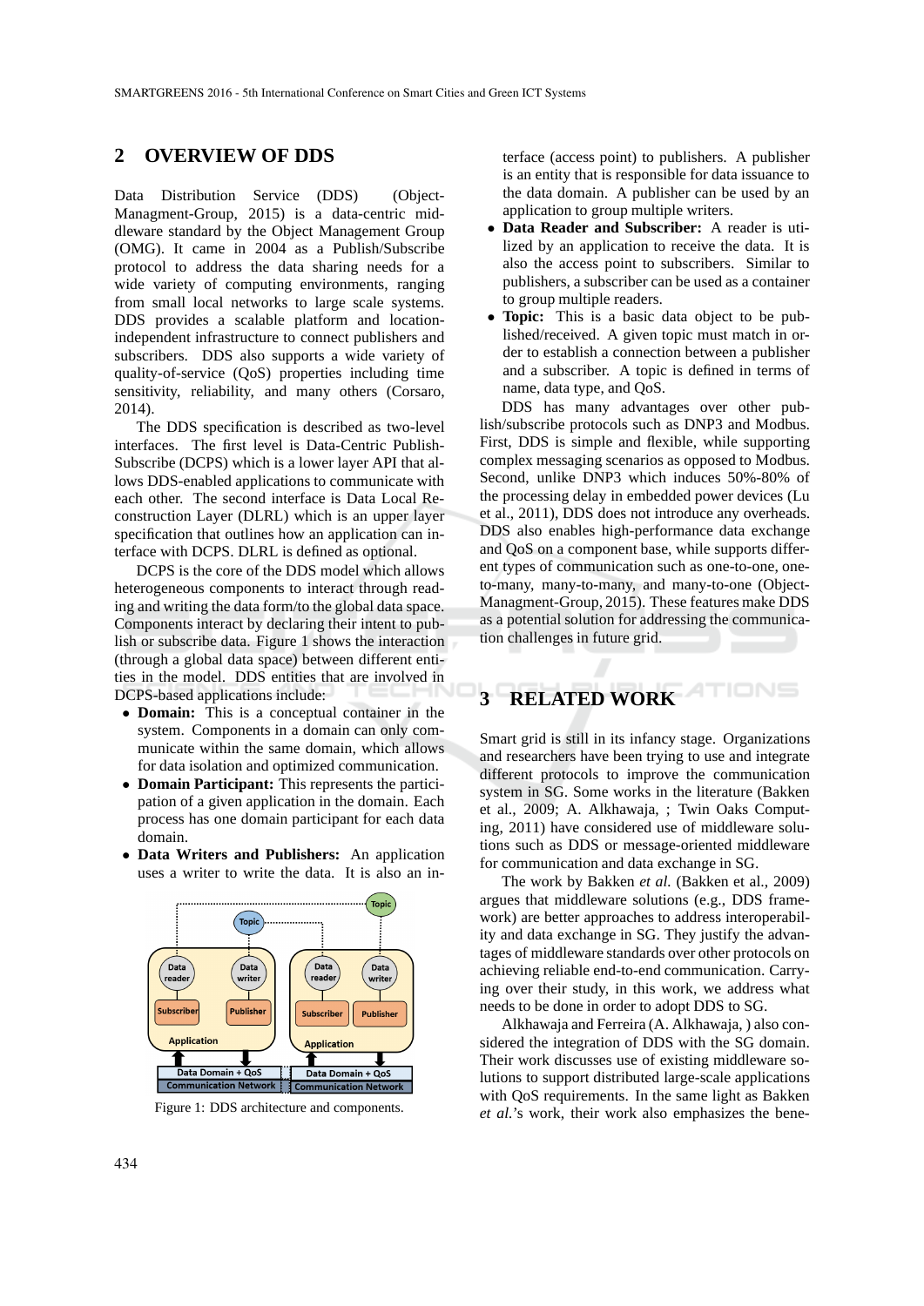## 2 OVERVIEW OF DDS

Data Distribution Service (DDS) (Object-Managment-Group, 2015) is a data-centric middleware standard by the Object Management Group (OMG). It came in 2004 as a Publish/Subscribe protocol to address the data sharing needs for a wide variety of computing environments, ranging from small local networks to large scale systems. DDS provides a scalable platform and location-independent infrastructure to connect publishers and subscribers. DDS also supports a wide variety of quality-of-service (QoS) properties including time sensitivity, reliability, and many others (Corsaro, 2014).

The DDS specification is described as two-level interfaces. The first level is Data-Centric Publish-Subscribe (DCPS) which is a lower layer API that allows DDS-enabled applications to communicate with each other. The second interface is Data Local Reconstruction Layer (DLRL) which is an upper layer specification that outlines how an application can interface with DCPS. DLRL is defined as optional.

DCPS is the core of the DDS model which allows heterogeneous components to interact through reading and writing the data form/to the global data space. Components interact by declaring their intent to publish or subscribe data. Figure 1 shows the interaction (through a global data space) between different entities in the model. DDS entities that are involved in DCPS-based applications include:

- **Domain:** This is a conceptual container in the system. Components in a domain can only communicate within the same domain, which allows for data isolation and optimized communication.
- **Domain Participant:** This represents the participation of a given application in the domain. Each process has one domain participant for each data domain.
- **Data Writers and Publishers:** An application uses a writer to write the data. It is also an interface (access point) to publishers. A publisher is an entity that is responsible for data issuance to the data domain. A publisher can be used by an application to group multiple writers.
- **Data Reader and Subscriber:** A reader is utilized by an application to receive the data. It is also the access point to subscribers. Similar to publishers, a subscriber can be used as a container to group multiple readers.
- **Topic:** This is a basic data object to be published/received. A given topic must match in order to establish a connection between a publisher and a subscriber. A topic is defined in terms of name, data type, and QoS.

Figure 1: DDS architecture and components.

DDS has many advantages over other publish/subscribe protocols such as DNP3 and Modbus. First, DDS is simple and flexible, while supporting complex messaging scenarios as opposed to Modbus. Second, unlike DNP3 which induces 50%-80% of the processing delay in embedded power devices (Lu et al., 2011), DDS does not introduce any overheads. DDS also enables high-performance data exchange and QoS on a component base, while supports different types of communication such as one-to-one, one-to-many, many-to-many, and many-to-one (Object-Managment-Group, 2015). These features make DDS as a potential solution for addressing the communication challenges in future grid.

## 3 RELATED WORK

Smart grid is still in its infancy stage. Organizations and researchers have been trying to use and integrate different protocols to improve the communication system in SG. Some works in the literature (Bakken et al., 2009; A. Alkhawaja, ; Twin Oaks Computing, 2011) have considered use of middleware solutions such as DDS or message-oriented middleware for communication and data exchange in SG.

The work by Bakken *et al.* (Bakken et al., 2009) argues that middleware solutions (e.g., DDS framework) are better approaches to address interoperability and data exchange in SG. They justify the advantages of middleware standards over other protocols on achieving reliable end-to-end communication. Carrying over their study, in this work, we address what needs to be done in order to adopt DDS to SG.

Alkhawaja and Ferreira (A. Alkhawaja, ) also considered the integration of DDS with the SG domain. Their work discusses use of existing middleware solutions to support distributed large-scale applications with QoS requirements. In the same light as Bakken *et al.*'s work, their work also emphasizes the bene-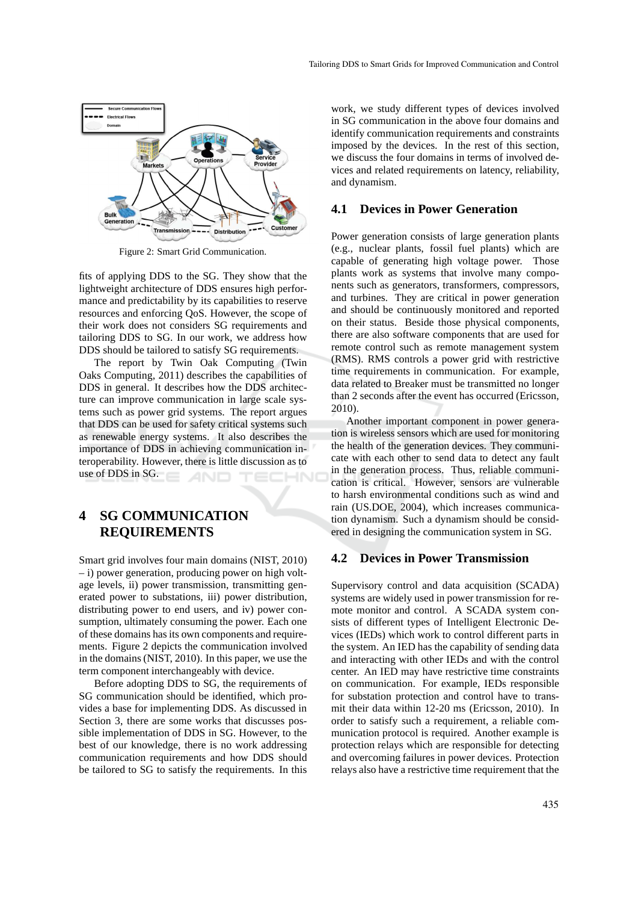Figure 2: Smart Grid Communication.

fits of applying DDS to the SG. They show that the lightweight architecture of DDS ensures high performance and predictability by its capabilities to reserve resources and enforcing QoS. However, the scope of their work does not considers SG requirements and tailoring DDS to SG. In our work, we address how DDS should be tailored to satisfy SG requirements.

The report by Twin Oak Computing (Twin Oaks Computing, 2011) describes the capabilities of DDS in general. It describes how the DDS architecture can improve communication in large scale systems such as power grid systems. The report argues that DDS can be used for safety critical systems such as renewable energy systems. It also describes the importance of DDS in achieving communication interoperability. However, there is little discussion as to use of DDS in SG.

# 4 SG COMMUNICATION REQUIREMENTS

Smart grid involves four main domains (NIST, 2010) – i) power generation, producing power on high voltage levels, ii) power transmission, transmitting generated power to substations, iii) power distribution, distributing power to end users, and iv) power consumption, ultimately consuming the power. Each one of these domains has its own components and requirements. Figure 2 depicts the communication involved in the domains (NIST, 2010). In this paper, we use the term component interchangeably with device.

Before adopting DDS to SG, the requirements of SG communication should be identified, which provides a base for implementing DDS. As discussed in Section 3, there are some works that discusses possible implementation of DDS in SG. However, to the best of our knowledge, there is no work addressing communication requirements and how DDS should be tailored to SG to satisfy the requirements. In this work, we study different types of devices involved in SG communication in the above four domains and identify communication requirements and constraints imposed by the devices. In the rest of this section, we discuss the four domains in terms of involved devices and related requirements on latency, reliability, and dynamism.

## 4.1 Devices in Power Generation

Power generation consists of large generation plants (e.g., nuclear plants, fossil fuel plants) which are capable of generating high voltage power. Those plants work as systems that involve many components such as generators, transformers, compressors, and turbines. They are critical in power generation and should be continuously monitored and reported on their status. Beside those physical components, there are also software components that are used for remote control such as remote management system (RMS). RMS controls a power grid with restrictive time requirements in communication. For example, data related to Breaker must be transmitted no longer than 2 seconds after the event has occurred (Ericsson, 2010).

Another important component in power generation is wireless sensors which are used for monitoring the health of the generation devices. They communicate with each other to send data to detect any fault in the generation process. Thus, reliable communication is critical. However, sensors are vulnerable to harsh environmental conditions such as wind and rain (US.DOE, 2004), which increases communication dynamism. Such a dynamism should be considered in designing the communication system in SG.

## 4.2 Devices in Power Transmission

Supervisory control and data acquisition (SCADA) systems are widely used in power transmission for remote monitor and control. A SCADA system consists of different types of Intelligent Electronic Devices (IEDs) which work to control different parts in the system. An IED has the capability of sending data and interacting with other IEDs and with the control center. An IED may have restrictive time constraints on communication. For example, IEDs responsible for substation protection and control have to transmit their data within 12-20 ms (Ericsson, 2010). In order to satisfy such a requirement, a reliable communication protocol is required. Another example is protection relays which are responsible for detecting and overcoming failures in power devices. Protection relays also have a restrictive time requirement that the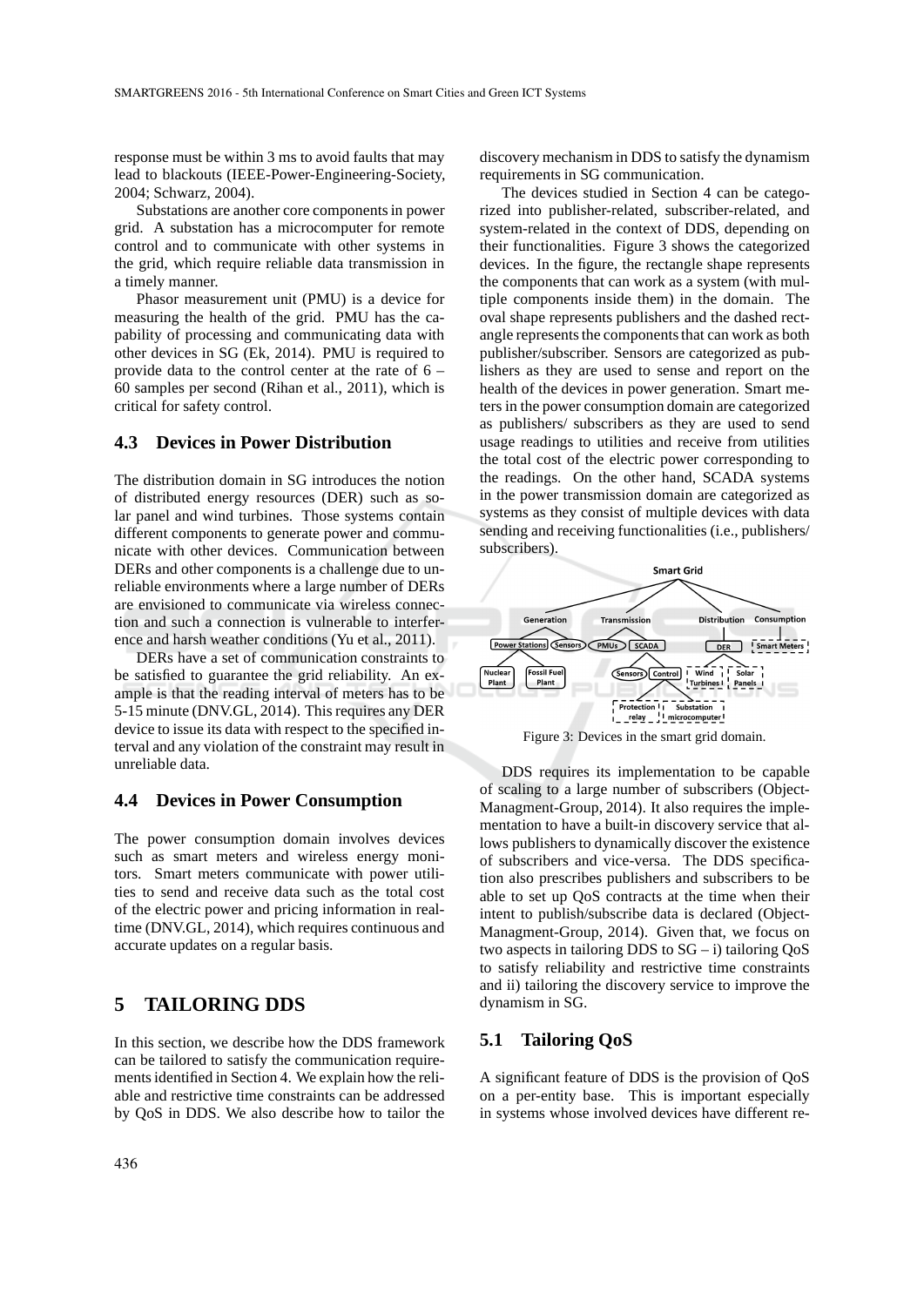response must be within 3 ms to avoid faults that may lead to blackouts (IEEE-Power-Engineering-Society, 2004; Schwarz, 2004).

Substations are another core components in power grid. A substation has a microcomputer for remote control and to communicate with other systems in the grid, which require reliable data transmission in a timely manner.

Phasor measurement unit (PMU) is a device for measuring the health of the grid. PMU has the capability of processing and communicating data with other devices in SG (Ek, 2014). PMU is required to provide data to the control center at the rate of 6 – 60 samples per second (Rihan et al., 2011), which is critical for safety control.

### 4.3 Devices in Power Distribution

The distribution domain in SG introduces the notion of distributed energy resources (DER) such as solar panel and wind turbines. Those systems contain different components to generate power and communicate with other devices. Communication between DERs and other components is a challenge due to unreliable environments where a large number of DERs are envisioned to communicate via wireless connection and such a connection is vulnerable to interference and harsh weather conditions (Yu et al., 2011).

DERs have a set of communication constraints to be satisfied to guarantee the grid reliability. An example is that the reading interval of meters has to be 5-15 minute (DNV.GL, 2014). This requires any DER device to issue its data with respect to the specified interval and any violation of the constraint may result in unreliable data.

### 4.4 Devices in Power Consumption

The power consumption domain involves devices such as smart meters and wireless energy monitors. Smart meters communicate with power utilities to send and receive data such as the total cost of the electric power and pricing information in realtime (DNV.GL, 2014), which requires continuous and accurate updates on a regular basis.

## 5 TAILORING DDS

In this section, we describe how the DDS framework can be tailored to satisfy the communication requirements identified in Section 4. We explain how the reliable and restrictive time constraints can be addressed by QoS in DDS. We also describe how to tailor the discovery mechanism in DDS to satisfy the dynamism requirements in SG communication.

The devices studied in Section 4 can be categorized into publisher-related, subscriber-related, and system-related in the context of DDS, depending on their functionalities. Figure 3 shows the categorized devices. In the figure, the rectangle shape represents the components that can work as a system (with multiple components inside them) in the domain. The oval shape represents publishers and the dashed rectangle represents the components that can work as both publisher/subscriber. Sensors are categorized as publishers as they are used to sense and report on the health of the devices in power generation. Smart meters in the power consumption domain are categorized as publishers/ subscribers as they are used to send usage readings to utilities and receive from utilities the total cost of the electric power corresponding to the readings. On the other hand, SCADA systems in the power transmission domain are categorized as systems as they consist of multiple devices with data sending and receiving functionalities (i.e., publishers/ subscribers).

Figure 3: Devices in the smart grid domain.

DDS requires its implementation to be capable of scaling to a large number of subscribers (Object-Managment-Group, 2014). It also requires the implementation to have a built-in discovery service that allows publishers to dynamically discover the existence of subscribers and vice-versa. The DDS specification also prescribes publishers and subscribers to be able to set up QoS contracts at the time when their intent to publish/subscribe data is declared (Object-Managment-Group, 2014). Given that, we focus on two aspects in tailoring DDS to SG – i) tailoring QoS to satisfy reliability and restrictive time constraints and ii) tailoring the discovery service to improve the dynamism in SG.

### 5.1 Tailoring QoS

A significant feature of DDS is the provision of QoS on a per-entity base. This is important especially in systems whose involved devices have different re-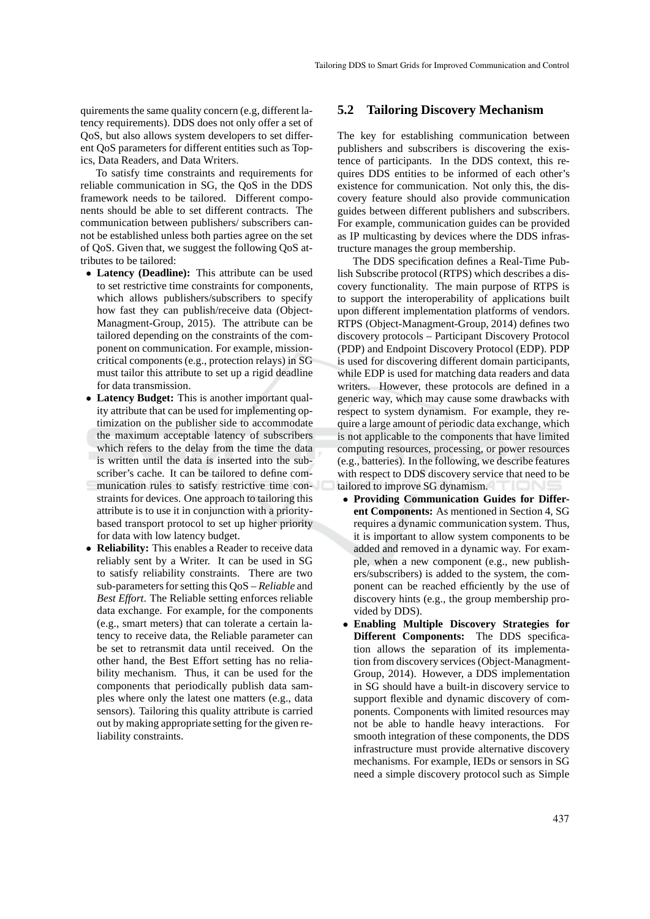quirements the same quality concern (e.g, different latency requirements). DDS does not only offer a set of QoS, but also allows system developers to set different QoS parameters for different entities such as Topics, Data Readers, and Data Writers.

To satisfy time constraints and requirements for reliable communication in SG, the QoS in the DDS framework needs to be tailored. Different components should be able to set different contracts. The communication between publishers/ subscribers cannot be established unless both parties agree on the set of QoS. Given that, we suggest the following QoS attributes to be tailored:

- **Latency (Deadline):** This attribute can be used to set restrictive time constraints for components, which allows publishers/subscribers to specify how fast they can publish/receive data (Object-Managment-Group, 2015). The attribute can be tailored depending on the constraints of the component on communication. For example, mission-critical components (e.g., protection relays) in SG must tailor this attribute to set up a rigid deadline for data transmission.
- **Latency Budget:** This is another important quality attribute that can be used for implementing optimization on the publisher side to accommodate the maximum acceptable latency of subscribers which refers to the delay from the time the data is written until the data is inserted into the subscriber's cache. It can be tailored to define communication rules to satisfy restrictive time constraints for devices. One approach to tailoring this attribute is to use it in conjunction with a priority-based transport protocol to set up higher priority for data with low latency budget.
- **Reliability:** This enables a Reader to receive data reliably sent by a Writer. It can be used in SG to satisfy reliability constraints. There are two sub-parameters for setting this QoS – *Reliable* and *Best Effort*. The Reliable setting enforces reliable data exchange. For example, for the components (e.g., smart meters) that can tolerate a certain latency to receive data, the Reliable parameter can be set to retransmit data until received. On the other hand, the Best Effort setting has no reliability mechanism. Thus, it can be used for the components that periodically publish data samples where only the latest one matters (e.g., data sensors). Tailoring this quality attribute is carried out by making appropriate setting for the given reliability constraints.

## 5.2 Tailoring Discovery Mechanism

The key for establishing communication between publishers and subscribers is discovering the existence of participants. In the DDS context, this requires DDS entities to be informed of each other's existence for communication. Not only this, the discovery feature should also provide communication guides between different publishers and subscribers. For example, communication guides can be provided as IP multicasting by devices where the DDS infrastructure manages the group membership.

The DDS specification defines a Real-Time Publish Subscribe protocol (RTPS) which describes a discovery functionality. The main purpose of RTPS is to support the interoperability of applications built upon different implementation platforms of vendors. RTPS (Object-Managment-Group, 2014) defines two discovery protocols – Participant Discovery Protocol (PDP) and Endpoint Discovery Protocol (EDP). PDP is used for discovering different domain participants, while EDP is used for matching data readers and data writers. However, these protocols are defined in a generic way, which may cause some drawbacks with respect to system dynamism. For example, they require a large amount of periodic data exchange, which is not applicable to the components that have limited computing resources, processing, or power resources (e.g., batteries). In the following, we describe features with respect to DDS discovery service that need to be tailored to improve SG dynamism.

- **Providing Communication Guides for Different Components:** As mentioned in Section 4, SG requires a dynamic communication system. Thus, it is important to allow system components to be added and removed in a dynamic way. For example, when a new component (e.g., new publishers/subscribers) is added to the system, the component can be reached efficiently by the use of discovery hints (e.g., the group membership provided by DDS).
- **Enabling Multiple Discovery Strategies for Different Components:** The DDS specification allows the separation of its implementation from discovery services (Object-Managment-Group, 2014). However, a DDS implementation in SG should have a built-in discovery service to support flexible and dynamic discovery of components. Components with limited resources may not be able to handle heavy interactions. For smooth integration of these components, the DDS infrastructure must provide alternative discovery mechanisms. For example, IEDs or sensors in SG need a simple discovery protocol such as Simple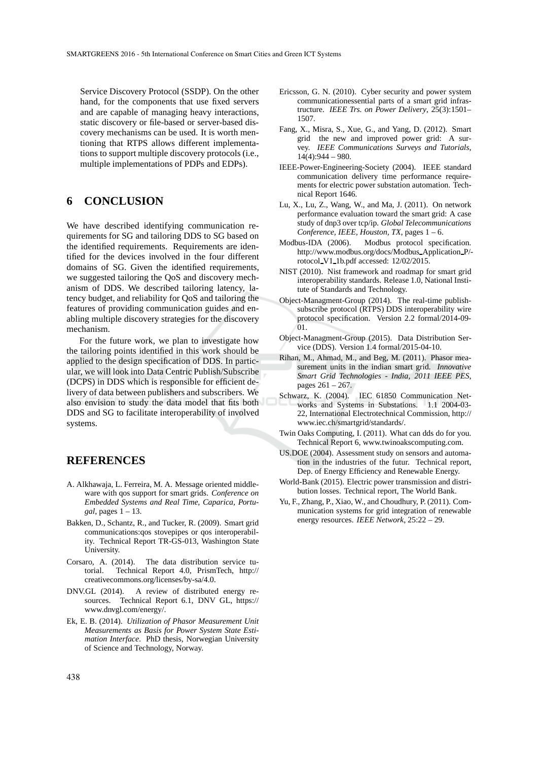Service Discovery Protocol (SSDP). On the other hand, for the components that use fixed servers and are capable of managing heavy interactions, static discovery or file-based or server-based discovery mechanisms can be used. It is worth mentioning that RTPS allows different implementations to support multiple discovery protocols (i.e., multiple implementations of PDPs and EDPs).

## 6 CONCLUSION

We have described identifying communication requirements for SG and tailoring DDS to SG based on the identified requirements. Requirements are identified for the devices involved in the four different domains of SG. Given the identified requirements, we suggested tailoring the QoS and discovery mechanism of DDS. We described tailoring latency, latency budget, and reliability for QoS and tailoring the features of providing communication guides and enabling multiple discovery strategies for the discovery mechanism.

For the future work, we plan to investigate how the tailoring points identified in this work should be applied to the design specification of DDS. In particular, we will look into Data Centric Publish/Subscribe (DCPS) in DDS which is responsible for efficient delivery of data between publishers and subscribers. We also envision to study the data model that fits both DDS and SG to facilitate interoperability of involved systems.

## REFERENCES

A. Alkhawaja, L. Ferreira, M. A. Message oriented middleware with qos support for smart grids. *Conference on Embedded Systems and Real Time, Caparica, Portugal*, pages 1 – 13.

Bakken, D., Schantz, R., and Tucker, R. (2009). Smart grid communications:qos stovepipes or qos interoperability. Technical Report TR-GS-013, Washington State University.

Corsaro, A. (2014). The data distribution service tutorial. Technical Report 4.0, PrismTech, http://creativecommons.org/licenses/by-sa/4.0.

DNV.GL (2014). A review of distributed energy resources. Technical Report 6.1, DNV GL, https://www.dnvgl.com/energy/.

Ek, E. B. (2014). *Utilization of Phasor Measurement Unit Measurements as Basis for Power System State Estimation Interface*. PhD thesis, Norwegian University of Science and Technology, Norway.

Ericsson, G. N. (2010). Cyber security and power system communicationessential parts of a smart grid infrastructure. *IEEE Trs. on Power Delivery*, 25(3):1501–1507.

Fang, X., Misra, S., Xue, G., and Yang, D. (2012). Smart grid the new and improved power grid: A survey. *IEEE Communications Surveys and Tutorials*, 14(4):944 – 980.

IEEE-Power-Engineering-Society (2004). IEEE standard communication delivery time performance requirements for electric power substation automation. Technical Report 1646.

Lu, X., Lu, Z., Wang, W., and Ma, J. (2011). On network performance evaluation toward the smart grid: A case study of dnp3 over tcp/ip. *Global Telecommunications Conference, IEEE, Houston, TX*, pages 1 – 6.

Modbus-IDA (2006). Modbus protocol specification. http://www.modbus.org/docs/Modbus_Application_Protocol_V1_1b.pdf accessed: 12/02/2015.

NIST (2010). Nist framework and roadmap for smart grid interoperability standards. Release 1.0, National Institute of Standards and Technology.

Object-Managment-Group (2014). The real-time publish-subscribe protocol (RTPS) DDS interoperability wire protocol specification. Version 2.2 formal/2014-09-01.

Object-Managment-Group (2015). Data Distribution Service (DDS). Version 1.4 formal/2015-04-10.

Rihan, M., Ahmad, M., and Beg, M. (2011). Phasor measurement units in the indian smart grid. *Innovative Smart Grid Technologies - India, 2011 IEEE PES*, pages 261 – 267.

Schwarz, K. (2004). IEC 61850 Communication Networks and Systems in Substations. 1.1 2004-03-22, International Electrotechnical Commission, http://www.iec.ch/smartgrid/standards/.

Twin Oaks Computing, I. (2011). What can dds do for you. Technical Report 6, www.twinoakscomputing.com.

US.DOE (2004). Assessment study on sensors and automation in the industries of the futur. Technical report, Dep. of Energy Efficiency and Renewable Energy.

World-Bank (2015). Electric power transmission and distribution losses. Technical report, The World Bank.

Yu, F., Zhang, P., Xiao, W., and Choudhury, P. (2011). Communication systems for grid integration of renewable energy resources. *IEEE Network*, 25:22 – 29.